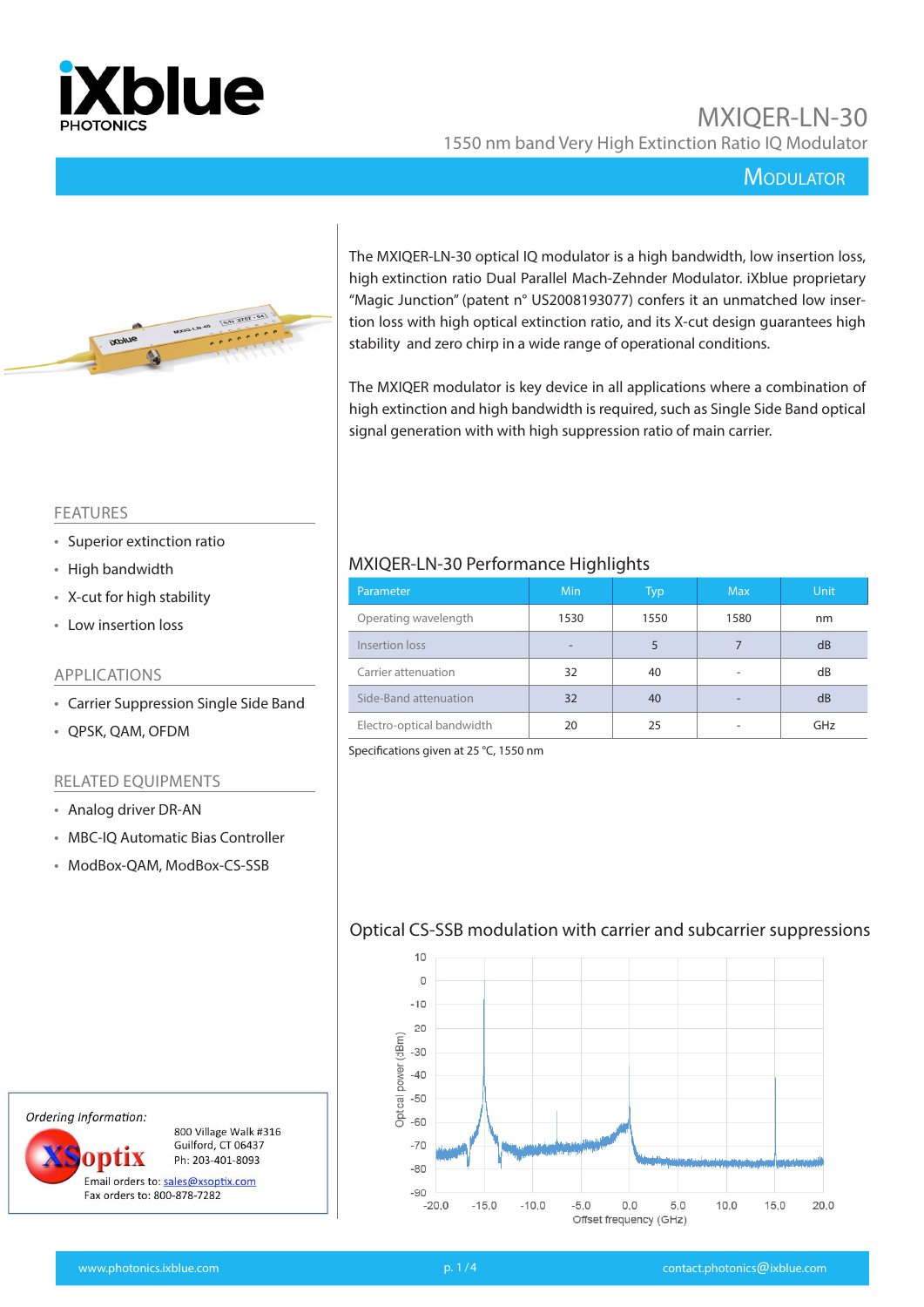# MXIQER-LN-30

1550 nm band Very High Extinction Ratio IQ Modulator

MODULATOR

The MXIQER-LN-30 optical IQ modulator is a high bandwidth, low insertion loss, high extinction ratio Dual Parallel Mach-Zehnder Modulator. iXblue proprietary "Magic Junction" (patent n° US2008193077) confers it an unmatched low insertion loss with high optical extinction ratio, and its X-cut design guarantees high stability and zero chirp in a wide range of operational conditions.

The MXIQER modulator is key device in all applications where a combination of high extinction and high bandwidth is required, such as Single Side Band optical signal generation with with high suppression ratio of main carrier.

## FEATURES

- Superior extinction ratio
- High bandwidth
- X-cut for high stability
- Low insertion loss

## APPLICATIONS

- Carrier Suppression Single Side Band
- QPSK, QAM, OFDM

## RELATED EQUIPMENTS

- Analog driver DR-AN
- MBC-IQ Automatic Bias Controller
- ModBox-QAM, ModBox-CS-SSB

## MXIQER-LN-30 Performance Highlights

| Parameter | Min | Typ | Max | Unit |
|---|---|---|---|---|
| Operating wavelength | 1530 | 1550 | 1580 | nm |
| Insertion loss | - | 5 | 7 | dB |
| Carrier attenuation | 32 | 40 | - | dB |
| Side-Band attenuation | 32 | 40 | - | dB |
| Electro-optical bandwidth | 20 | 25 | - | GHz |

Specifications given at 25 °C, 1550 nm

## Optical CS-SSB modulation with carrier and subcarrier suppressions

*Ordering Information:*

XSoptix
800 Village Walk #316
Guilford, CT 06437
Ph: 203-401-8093
Email orders to: sales@xsoptix.com
Fax orders to: 800-878-7282

www.photonics.ixblue.com · contact.photonics@ixblue.com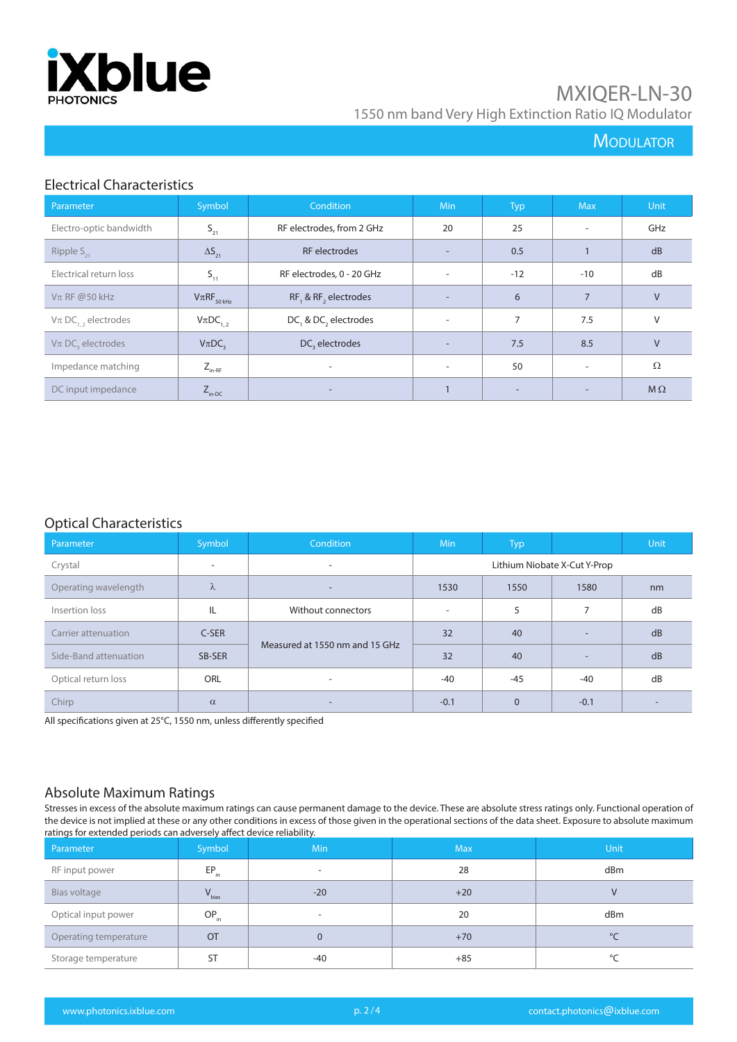# MXIQER-LN-30

1550 nm band Very High Extinction Ratio IQ Modulator

MODULATOR

## Electrical Characteristics

| Parameter | Symbol | Condition | Min | Typ | Max | Unit |
|---|---|---|---|---|---|---|
| Electro-optic bandwidth | $S_{21}$ | RF electrodes, from 2 GHz | 20 | 25 | - | GHz |
| Ripple $S_{21}$ | $\Delta S_{21}$ | RF electrodes | - | 0.5 | 1 | dB |
| Electrical return loss | $S_{11}$ | RF electrodes, 0 - 20 GHz | - | -12 | -10 | dB |
| Vπ RF @50 kHz | $V\pi RF_{50\,kHz}$ | $RF_1$ & $RF_2$ electrodes | - | 6 | 7 | V |
| Vπ $DC_{1,2}$ electrodes | $V\pi DC_{1,2}$ | $DC_1$ & $DC_2$ electrodes | - | 7 | 7.5 | V |
| Vπ $DC_3$ electrodes | $V\pi DC_3$ | $DC_3$ electrodes | - | 7.5 | 8.5 | V |
| Impedance matching | $Z_{in\text{-}RF}$ | - | - | 50 | - | Ω |
| DC input impedance | $Z_{in\text{-}DC}$ | - | 1 | - | - | MΩ |

## Optical Characteristics

| Parameter | Symbol | Condition | Min | Typ | | Unit |
|---|---|---|---|---|---|---|
| Crystal | - | - | Lithium Niobate X-Cut Y-Prop | | | |
| Operating wavelength | λ | - | 1530 | 1550 | 1580 | nm |
| Insertion loss | IL | Without connectors | - | 5 | 7 | dB |
| Carrier attenuation | C-SER | Measured at 1550 nm and 15 GHz | 32 | 40 | - | dB |
| Side-Band attenuation | SB-SER | Measured at 1550 nm and 15 GHz | 32 | 40 | - | dB |
| Optical return loss | ORL | - | -40 | -45 | -40 | dB |
| Chirp | α | - | -0.1 | 0 | -0.1 | - |

All specifications given at 25°C, 1550 nm, unless differently specified

## Absolute Maximum Ratings

Stresses in excess of the absolute maximum ratings can cause permanent damage to the device. These are absolute stress ratings only. Functional operation of the device is not implied at these or any other conditions in excess of those given in the operational sections of the data sheet. Exposure to absolute maximum ratings for extended periods can adversely affect device reliability.

| Parameter | Symbol | Min | Max | Unit |
|---|---|---|---|---|
| RF input power | $EP_{in}$ | - | 28 | dBm |
| Bias voltage | $V_{bias}$ | -20 | +20 | V |
| Optical input power | $OP_{in}$ | - | 20 | dBm |
| Operating temperature | OT | 0 | +70 | °C |
| Storage temperature | ST | -40 | +85 | °C |

www.photonics.ixblue.com contact.photonics@ixblue.com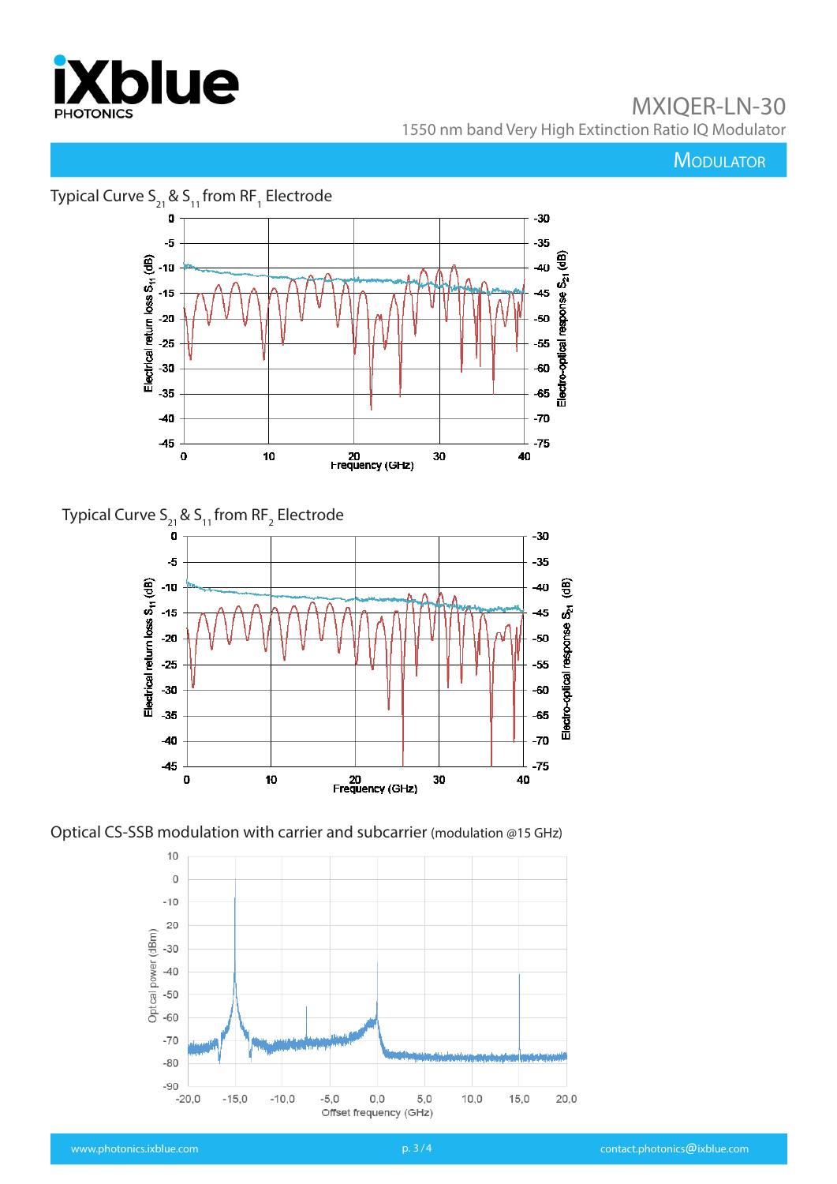## Typical Curve $S_{21}$ & $S_{11}$ from $RF_1$ Electrode

## Typical Curve $S_{21}$ & $S_{11}$ from $RF_2$ Electrode

## Optical CS-SSB modulation with carrier and subcarrier (modulation @15 GHz)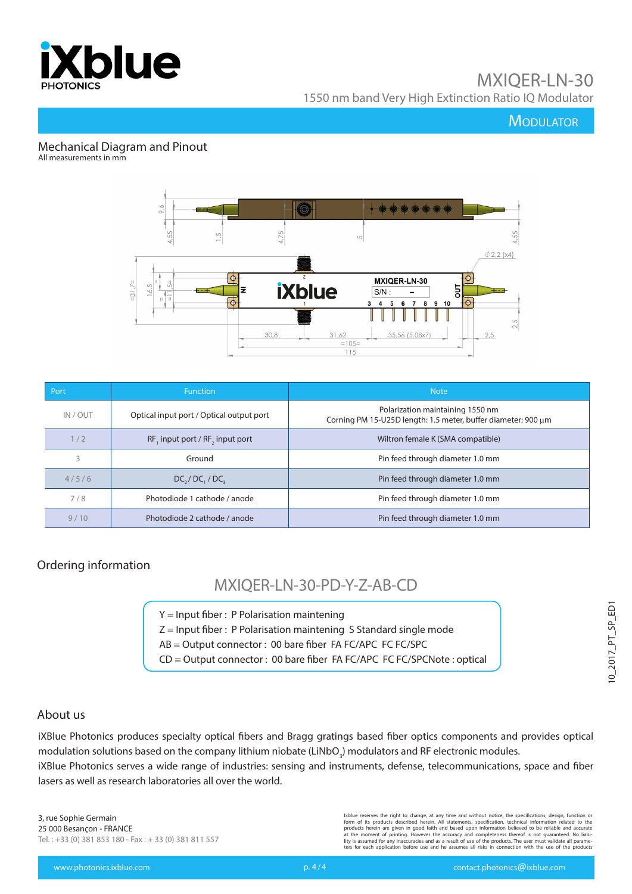# MXIQER-LN-30

1550 nm band Very High Extinction Ratio IQ Modulator

MODULATOR

## Mechanical Diagram and Pinout

All measurements in mm

9,6
4,55
1,5
4,75
5
4,55
∅2,2 (x4)
=31,7=
16,5
=11,5=
IN
iXblue
MXIQER-LN-30
S/N :
3 4 5 6 7 8 9 10
OUT
2
1
2,5
30,8
31,62
35,56 (5,08x7)
2,5
=105=
115

| Port | Function | Note |
|---|---|---|
| IN / OUT | Optical input port / Optical output port | Polarization maintaining 1550 nm<br>Corning PM 15-U25D length: 1.5 meter, buffer diameter: 900 µm |
| 1 / 2 | $RF_1$ input port / $RF_2$ input port | Wiltron female K (SMA compatible) |
| 3 | Ground | Pin feed through diameter 1.0 mm |
| 4 / 5 / 6 | $DC_2$ / $DC_1$ / $DC_3$ | Pin feed through diameter 1.0 mm |
| 7 / 8 | Photodiode 1 cathode / anode | Pin feed through diameter 1.0 mm |
| 9 / 10 | Photodiode 2 cathode / anode | Pin feed through diameter 1.0 mm |

## Ordering information

MXIQER-LN-30-PD-Y-Z-AB-CD

Y = Input fiber : P Polarisation maintening
Z = Input fiber : P Polarisation maintening S Standard single mode
AB = Output connector : 00 bare fiber FA FC/APC FC FC/SPC
CD = Output connector : 00 bare fiber FA FC/APC FC FC/SPCNote : optical

10_2017_PT_SP_ED1

## About us

iXBlue Photonics produces specialty optical fibers and Bragg gratings based fiber optics components and provides optical modulation solutions based on the company lithium niobate ($LiNbO_3$) modulators and RF electronic modules.
iXBlue Photonics serves a wide range of industries: sensing and instruments, defense, telecommunications, space and fiber lasers as well as research laboratories all over the world.

3, rue Sophie Germain
25 000 Besançon - FRANCE
Tel. : +33 (0) 381 853 180 - Fax : + 33 (0) 381 811 557

Ixblue reserves the right to change, at any time and without notice, the specifications, design, function or form of its products described herein. All statements, specification, technical information related to the products herein are given in good faith and based upon information believed to be reliable and accurate at the moment of printing. However the accuracy and completeness thereof is not guaranteed. No liability is assumed for any inaccuracies and as a result of use of the products. The user must validate all parameters for each application before use and he assumes all risks in connection with the use of the products

www.photonics.ixblue.com
contact.photonics@ixblue.com